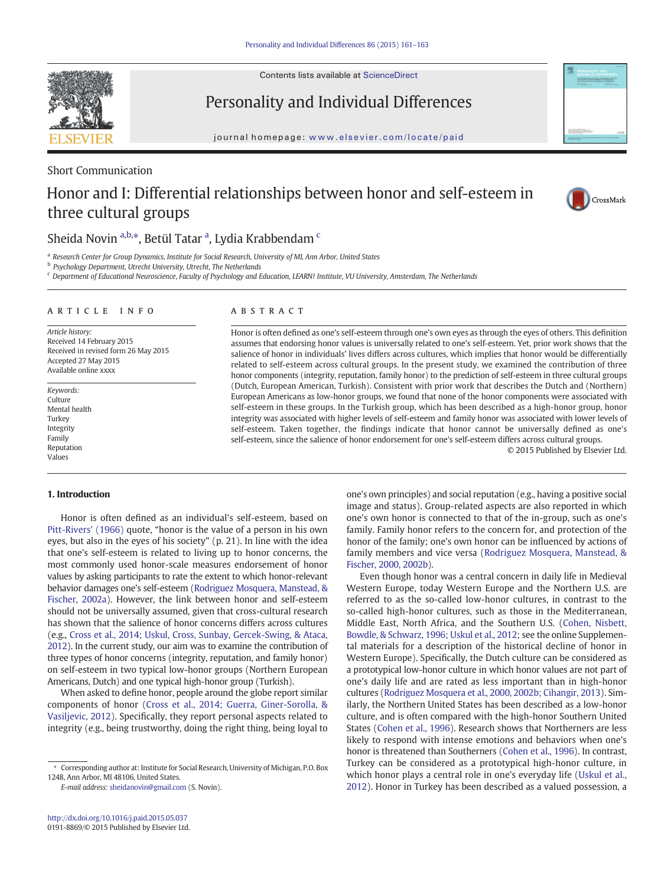Short Communication

# Honor and I: Differential relationships between honor and self-esteem in three cultural groups

Sheida Novin [a,b,*], Betül Tatar [a], Lydia Krabbendam [c]

[a] Research Center for Group Dynamics, Institute for Social Research, University of MI, Ann Arbor, United States
[b] Psychology Department, Utrecht University, Utrecht, The Netherlands
[c] Department of Educational Neuroscience, Faculty of Psychology and Education, LEARN! Institute, VU University, Amsterdam, The Netherlands

## ARTICLE INFO

*Article history:*
Received 14 February 2015
Received in revised form 26 May 2015
Accepted 27 May 2015
Available online xxxx

*Keywords:*
Culture
Mental health
Turkey
Integrity
Family
Reputation
Values

## ABSTRACT

Honor is often defined as one's self-esteem through one's own eyes as through the eyes of others. This definition assumes that endorsing honor values is universally related to one's self-esteem. Yet, prior work shows that the salience of honor in individuals' lives differs across cultures, which implies that honor would be differentially related to self-esteem across cultural groups. In the present study, we examined the contribution of three honor components (integrity, reputation, family honor) to the prediction of self-esteem in three cultural groups (Dutch, European American, Turkish). Consistent with prior work that describes the Dutch and (Northern) European Americans as low-honor groups, we found that none of the honor components were associated with self-esteem in these groups. In the Turkish group, which has been described as a high-honor group, honor integrity was associated with higher levels of self-esteem and family honor was associated with lower levels of self-esteem. Taken together, the findings indicate that honor cannot be universally defined as one's self-esteem, since the salience of honor endorsement for one's self-esteem differs across cultural groups.

© 2015 Published by Elsevier Ltd.

## 1. Introduction

Honor is often defined as an individual's self-esteem, based on Pitt-Rivers' (1966) quote, "honor is the value of a person in his own eyes, but also in the eyes of his society" (p. 21). In line with the idea that one's self-esteem is related to living up to honor concerns, the most commonly used honor-scale measures endorsement of honor values by asking participants to rate the extent to which honor-relevant behavior damages one's self-esteem (Rodriguez Mosquera, Manstead, & Fischer, 2002a). However, the link between honor and self-esteem should not be universally assumed, given that cross-cultural research has shown that the salience of honor concerns differs across cultures (e.g., Cross et al., 2014; Uskul, Cross, Sunbay, Gercek-Swing, & Ataca, 2012). In the current study, our aim was to examine the contribution of three types of honor concerns (integrity, reputation, and family honor) on self-esteem in two typical low-honor groups (Northern European Americans, Dutch) and one typical high-honor group (Turkish).

When asked to define honor, people around the globe report similar components of honor (Cross et al., 2014; Guerra, Giner-Sorolla, & Vasiljevic, 2012). Specifically, they report personal aspects related to integrity (e.g., being trustworthy, doing the right thing, being loyal to one's own principles) and social reputation (e.g., having a positive social image and status). Group-related aspects are also reported in which one's own honor is connected to that of the in-group, such as one's family. Family honor refers to the concern for, and protection of the honor of the family; one's own honor can be influenced by actions of family members and vice versa (Rodriguez Mosquera, Manstead, & Fischer, 2000, 2002b).

Even though honor was a central concern in daily life in Medieval Western Europe, today Western Europe and the Northern U.S. are referred to as the so-called low-honor cultures, in contrast to the so-called high-honor cultures, such as those in the Mediterranean, Middle East, North Africa, and the Southern U.S. (Cohen, Nisbett, Bowdle, & Schwarz, 1996; Uskul et al., 2012; see the online Supplemental materials for a description of the historical decline of honor in Western Europe). Specifically, the Dutch culture can be considered as a prototypical low-honor culture in which honor values are not part of one's daily life and are rated as less important than in high-honor cultures (Rodriguez Mosquera et al., 2000, 2002b; Cihangir, 2013). Similarly, the Northern United States has been described as a low-honor culture, and is often compared with the high-honor Southern United States (Cohen et al., 1996). Research shows that Northerners are less likely to respond with intense emotions and behaviors when one's honor is threatened than Southerners (Cohen et al., 1996). In contrast, Turkey can be considered as a prototypical high-honor culture, in which honor plays a central role in one's everyday life (Uskul et al., 2012). Honor in Turkey has been described as a valued possession, a

* Corresponding author at: Institute for Social Research, University of Michigan, P.O. Box 1248, Ann Arbor, MI 48106, United States.
*E-mail address:* sheidanovin@gmail.com (S. Novin).

http://dx.doi.org/10.1016/j.paid.2015.05.037
0191-8869/© 2015 Published by Elsevier Ltd.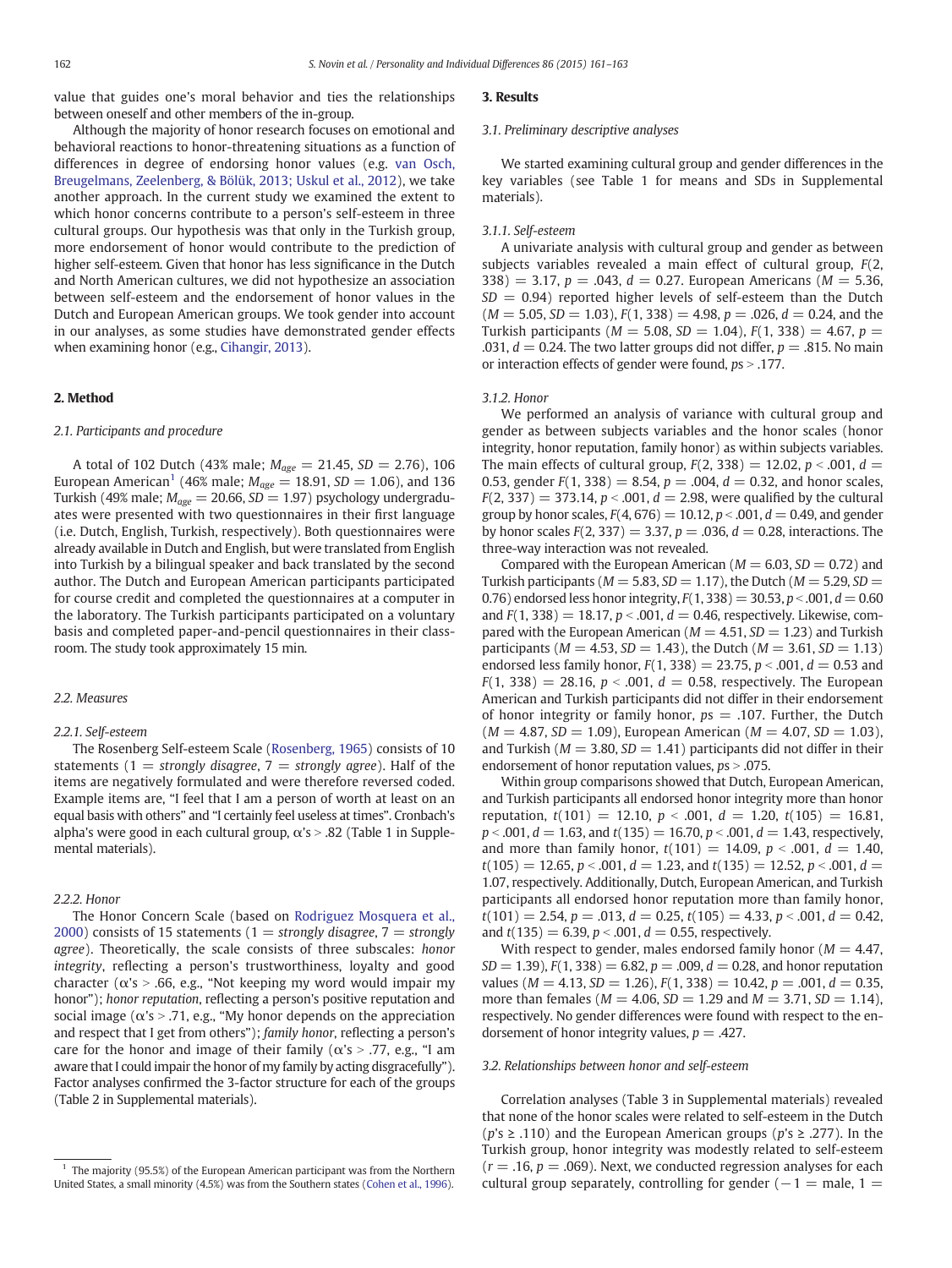value that guides one's moral behavior and ties the relationships between oneself and other members of the in-group.

Although the majority of honor research focuses on emotional and behavioral reactions to honor-threatening situations as a function of differences in degree of endorsing honor values (e.g. van Osch, Breugelmans, Zeelenberg, & Bölük, 2013; Uskul et al., 2012), we take another approach. In the current study we examined the extent to which honor concerns contribute to a person's self-esteem in three cultural groups. Our hypothesis was that only in the Turkish group, more endorsement of honor would contribute to the prediction of higher self-esteem. Given that honor has less significance in the Dutch and North American cultures, we did not hypothesize an association between self-esteem and the endorsement of honor values in the Dutch and European American groups. We took gender into account in our analyses, as some studies have demonstrated gender effects when examining honor (e.g., Cihangir, 2013).

## 2. Method

### 2.1. Participants and procedure

A total of 102 Dutch (43% male; $M_{age} = 21.45$, $SD = 2.76$), 106 European American[1] (46% male; $M_{age} = 18.91$, $SD = 1.06$), and 136 Turkish (49% male; $M_{age} = 20.66$, $SD = 1.97$) psychology undergraduates were presented with two questionnaires in their first language (i.e. Dutch, English, Turkish, respectively). Both questionnaires were already available in Dutch and English, but were translated from English into Turkish by a bilingual speaker and back translated by the second author. The Dutch and European American participants participated for course credit and completed the questionnaires at a computer in the laboratory. The Turkish participants participated on a voluntary basis and completed paper-and-pencil questionnaires in their classroom. The study took approximately 15 min.

### 2.2. Measures

#### 2.2.1. Self-esteem

The Rosenberg Self-esteem Scale (Rosenberg, 1965) consists of 10 statements (1 = *strongly disagree*, 7 = *strongly agree*). Half of the items are negatively formulated and were therefore reversed coded. Example items are, "I feel that I am a person of worth at least on an equal basis with others" and "I certainly feel useless at times". Cronbach's alpha's were good in each cultural group, $\alpha$'s > .82 (Table 1 in Supplemental materials).

#### 2.2.2. Honor

The Honor Concern Scale (based on Rodriguez Mosquera et al., 2000) consists of 15 statements (1 = *strongly disagree*, 7 = *strongly agree*). Theoretically, the scale consists of three subscales: *honor integrity*, reflecting a person's trustworthiness, loyalty and good character ($\alpha$'s > .66, e.g., "Not keeping my word would impair my honor"); *honor reputation*, reflecting a person's positive reputation and social image ($\alpha$'s > .71, e.g., "My honor depends on the appreciation and respect that I get from others"); *family honor*, reflecting a person's care for the honor and image of their family ($\alpha$'s > .77, e.g., "I am aware that I could impair the honor of my family by acting disgracefully"). Factor analyses confirmed the 3-factor structure for each of the groups (Table 2 in Supplemental materials).

## 3. Results

### 3.1. Preliminary descriptive analyses

We started examining cultural group and gender differences in the key variables (see Table 1 for means and SDs in Supplemental materials).

#### 3.1.1. Self-esteem

A univariate analysis with cultural group and gender as between subjects variables revealed a main effect of cultural group, $F(2, 338) = 3.17$, $p = .043$, $d = 0.27$. European Americans ($M = 5.36$, $SD = 0.94$) reported higher levels of self-esteem than the Dutch ($M = 5.05$, $SD = 1.03$), $F(1, 338) = 4.98$, $p = .026$, $d = 0.24$, and the Turkish participants ($M = 5.08$, $SD = 1.04$), $F(1, 338) = 4.67$, $p = .031$, $d = 0.24$. The two latter groups did not differ, $p = .815$. No main or interaction effects of gender were found, $ps > .177$.

#### 3.1.2. Honor

We performed an analysis of variance with cultural group and gender as between subjects variables and the honor scales (honor integrity, honor reputation, family honor) as within subjects variables. The main effects of cultural group, $F(2, 338) = 12.02$, $p < .001$, $d = 0.53$, gender $F(1, 338) = 8.54$, $p = .004$, $d = 0.32$, and honor scales, $F(2, 337) = 373.14$, $p < .001$, $d = 2.98$, were qualified by the cultural group by honor scales, $F(4, 676) = 10.12$, $p < .001$, $d = 0.49$, and gender by honor scales $F(2, 337) = 3.37$, $p = .036$, $d = 0.28$, interactions. The three-way interaction was not revealed.

Compared with the European American ($M = 6.03$, $SD = 0.72$) and Turkish participants ($M = 5.83$, $SD = 1.17$), the Dutch ($M = 5.29$, $SD = 0.76$) endorsed less honor integrity, $F(1, 338) = 30.53$, $p < .001$, $d = 0.60$ and $F(1, 338) = 18.17$, $p < .001$, $d = 0.46$, respectively. Likewise, compared with the European American ($M = 4.51$, $SD = 1.23$) and Turkish participants ($M = 4.53$, $SD = 1.43$), the Dutch ($M = 3.61$, $SD = 1.13$) endorsed less family honor, $F(1, 338) = 23.75$, $p < .001$, $d = 0.53$ and $F(1, 338) = 28.16$, $p < .001$, $d = 0.58$, respectively. The European American and Turkish participants did not differ in their endorsement of honor integrity or family honor, $ps = .107$. Further, the Dutch ($M = 4.87$, $SD = 1.09$), European American ($M = 4.07$, $SD = 1.03$), and Turkish ($M = 3.80$, $SD = 1.41$) participants did not differ in their endorsement of honor reputation values, $ps > .075$.

Within group comparisons showed that Dutch, European American, and Turkish participants all endorsed honor integrity more than honor reputation, $t(101) = 12.10$, $p < .001$, $d = 1.20$, $t(105) = 16.81$, $p < .001$, $d = 1.63$, and $t(135) = 16.70$, $p < .001$, $d = 1.43$, respectively, and more than family honor, $t(101) = 14.09$, $p < .001$, $d = 1.40$, $t(105) = 12.65$, $p < .001$, $d = 1.23$, and $t(135) = 12.52$, $p < .001$, $d = 1.07$, respectively. Additionally, Dutch, European American, and Turkish participants all endorsed honor reputation more than family honor, $t(101) = 2.54$, $p = .013$, $d = 0.25$, $t(105) = 4.33$, $p < .001$, $d = 0.42$, and $t(135) = 6.39$, $p < .001$, $d = 0.55$, respectively.

With respect to gender, males endorsed family honor ($M = 4.47$, $SD = 1.39$), $F(1, 338) = 6.82$, $p = .009$, $d = 0.28$, and honor reputation values ($M = 4.13$, $SD = 1.26$), $F(1, 338) = 10.42$, $p = .001$, $d = 0.35$, more than females ($M = 4.06$, $SD = 1.29$ and $M = 3.71$, $SD = 1.14$), respectively. No gender differences were found with respect to the endorsement of honor integrity values, $p = .427$.

### 3.2. Relationships between honor and self-esteem

Correlation analyses (Table 3 in Supplemental materials) revealed that none of the honor scales were related to self-esteem in the Dutch ($p$'s ≥ .110) and the European American groups ($p$'s ≥ .277). In the Turkish group, honor integrity was modestly related to self-esteem ($r = .16$, $p = .069$). Next, we conducted regression analyses for each cultural group separately, controlling for gender (−1 = male, 1 =

---

[1] The majority (95.5%) of the European American participant was from the Northern United States, a small minority (4.5%) was from the Southern states (Cohen et al., 1996).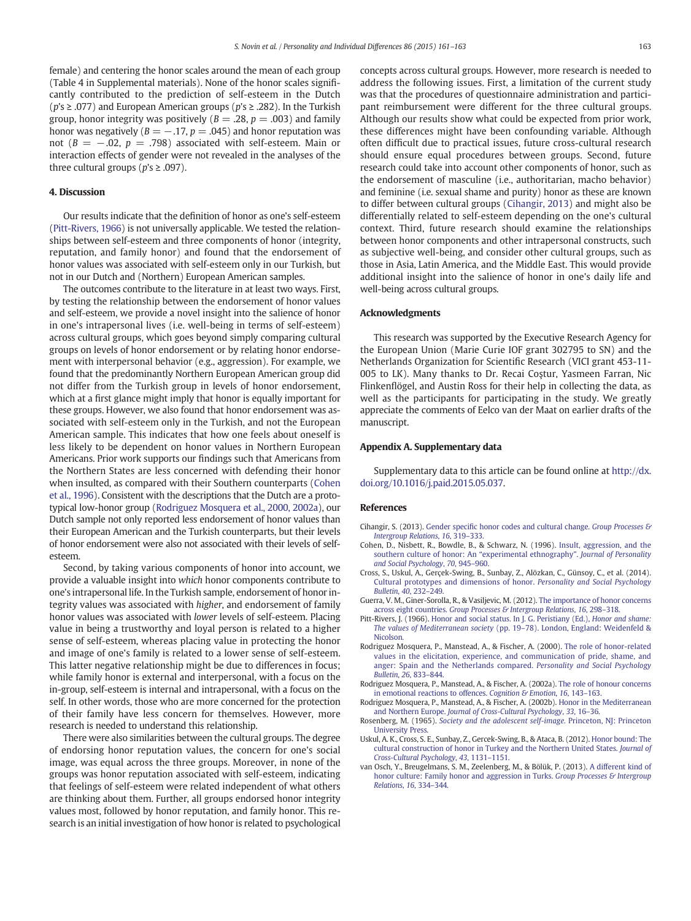female) and centering the honor scales around the mean of each group (Table 4 in Supplemental materials). None of the honor scales significantly contributed to the prediction of self-esteem in the Dutch ($p$'s ≥ .077) and European American groups ($p$'s ≥ .282). In the Turkish group, honor integrity was positively ($B = .28$, $p = .003$) and family honor was negatively ($B = -.17$, $p = .045$) and honor reputation was not ($B = -.02$, $p = .798$) associated with self-esteem. Main or interaction effects of gender were not revealed in the analyses of the three cultural groups ($p$'s ≥ .097).

## 4. Discussion

Our results indicate that the definition of honor as one's self-esteem (Pitt-Rivers, 1966) is not universally applicable. We tested the relationships between self-esteem and three components of honor (integrity, reputation, and family honor) and found that the endorsement of honor values was associated with self-esteem only in our Turkish, but not in our Dutch and (Northern) European American samples.

The outcomes contribute to the literature in at least two ways. First, by testing the relationship between the endorsement of honor values and self-esteem, we provide a novel insight into the salience of honor in one's intrapersonal lives (i.e. well-being in terms of self-esteem) across cultural groups, which goes beyond simply comparing cultural groups on levels of honor endorsement or by relating honor endorsement with interpersonal behavior (e.g., aggression). For example, we found that the predominantly Northern European American group did not differ from the Turkish group in levels of honor endorsement, which at a first glance might imply that honor is equally important for these groups. However, we also found that honor endorsement was associated with self-esteem only in the Turkish, and not the European American sample. This indicates that how one feels about oneself is less likely to be dependent on honor values in Northern European Americans. Prior work supports our findings such that Americans from the Northern States are less concerned with defending their honor when insulted, as compared with their Southern counterparts (Cohen et al., 1996). Consistent with the descriptions that the Dutch are a prototypical low-honor group (Rodriguez Mosquera et al., 2000, 2002a), our Dutch sample not only reported less endorsement of honor values than their European American and the Turkish counterparts, but their levels of honor endorsement were also not associated with their levels of self-esteem.

Second, by taking various components of honor into account, we provide a valuable insight into *which* honor components contribute to one's intrapersonal life. In the Turkish sample, endorsement of honor integrity values was associated with *higher*, and endorsement of family honor values was associated with *lower* levels of self-esteem. Placing value in being a trustworthy and loyal person is related to a higher sense of self-esteem, whereas placing value in protecting the honor and image of one's family is related to a lower sense of self-esteem. This latter negative relationship might be due to differences in focus; while family honor is external and interpersonal, with a focus on the in-group, self-esteem is internal and intrapersonal, with a focus on the self. In other words, those who are more concerned for the protection of their family have less concern for themselves. However, more research is needed to understand this relationship.

There were also similarities between the cultural groups. The degree of endorsing honor reputation values, the concern for one's social image, was equal across the three groups. Moreover, in none of the groups was honor reputation associated with self-esteem, indicating that feelings of self-esteem were related independent of what others are thinking about them. Further, all groups endorsed honor integrity values most, followed by honor reputation, and family honor. This research is an initial investigation of how honor is related to psychological concepts across cultural groups. However, more research is needed to address the following issues. First, a limitation of the current study was that the procedures of questionnaire administration and participant reimbursement were different for the three cultural groups. Although our results show what could be expected from prior work, these differences might have been confounding variable. Although often difficult due to practical issues, future cross-cultural research should ensure equal procedures between groups. Second, future research could take into account other components of honor, such as the endorsement of masculine (i.e., authoritarian, macho behavior) and feminine (i.e. sexual shame and purity) honor as these are known to differ between cultural groups (Cihangir, 2013) and might also be differentially related to self-esteem depending on the one's cultural context. Third, future research should examine the relationships between honor components and other intrapersonal constructs, such as subjective well-being, and consider other cultural groups, such as those in Asia, Latin America, and the Middle East. This would provide additional insight into the salience of honor in one's daily life and well-being across cultural groups.

## Acknowledgments

This research was supported by the Executive Research Agency for the European Union (Marie Curie IOF grant 302795 to SN) and the Netherlands Organization for Scientific Research (VICI grant 453-11-005 to LK). Many thanks to Dr. Recai Coştur, Yasmeen Farran, Nic Flinkenflögel, and Austin Ross for their help in collecting the data, as well as the participants for participating in the study. We greatly appreciate the comments of Eelco van der Maat on earlier drafts of the manuscript.

## Appendix A. Supplementary data

Supplementary data to this article can be found online at http://dx.doi.org/10.1016/j.paid.2015.05.037.

## References

Cihangir, S. (2013). Gender specific honor codes and cultural change. *Group Processes & Intergroup Relations*, *16*, 319–333.

Cohen, D., Nisbett, R., Bowdle, B., & Schwarz, N. (1996). Insult, aggression, and the southern culture of honor: An "experimental ethnography". *Journal of Personality and Social Psychology*, *70*, 945–960.

Cross, S., Uskul, A., Gerçek-Swing, B., Sunbay, Z., Alözkan, C., Günsoy, C., et al. (2014). Cultural prototypes and dimensions of honor. *Personality and Social Psychology Bulletin*, *40*, 232–249.

Guerra, V. M., Giner-Sorolla, R., & Vasiljevic, M. (2012). The importance of honor concerns across eight countries. *Group Processes & Intergroup Relations*, *16*, 298–318.

Pitt-Rivers, J. (1966). Honor and social status. In J. G. Peristiany (Ed.), *Honor and shame: The values of Mediterranean society* (pp. 19–78). London, England: Weidenfeld & Nicolson.

Rodriguez Mosquera, P., Manstead, A., & Fischer, A. (2000). The role of honor-related values in the elicitation, experience, and communication of pride, shame, and anger: Spain and the Netherlands compared. *Personality and Social Psychology Bulletin*, *26*, 833–844.

Rodriguez Mosquera, P., Manstead, A., & Fischer, A. (2002a). The role of honour concerns in emotional reactions to offences. *Cognition & Emotion*, *16*, 143–163.

Rodriguez Mosquera, P., Manstead, A., & Fischer, A. (2002b). Honor in the Mediterranean and Northern Europe. *Journal of Cross-Cultural Psychology*, *33*, 16–36.

Rosenberg, M. (1965). *Society and the adolescent self-image*. Princeton, NJ: Princeton University Press.

Uskul, A. K., Cross, S. E., Sunbay, Z., Gercek-Swing, B., & Ataca, B. (2012). Honor bound: The cultural construction of honor in Turkey and the Northern United States. *Journal of Cross-Cultural Psychology*, *43*, 1131–1151.

van Osch, Y., Breugelmans, S. M., Zeelenberg, M., & Bölük, P. (2013). A different kind of honor culture: Family honor and aggression in Turks. *Group Processes & Intergroup Relations*, *16*, 334–344.